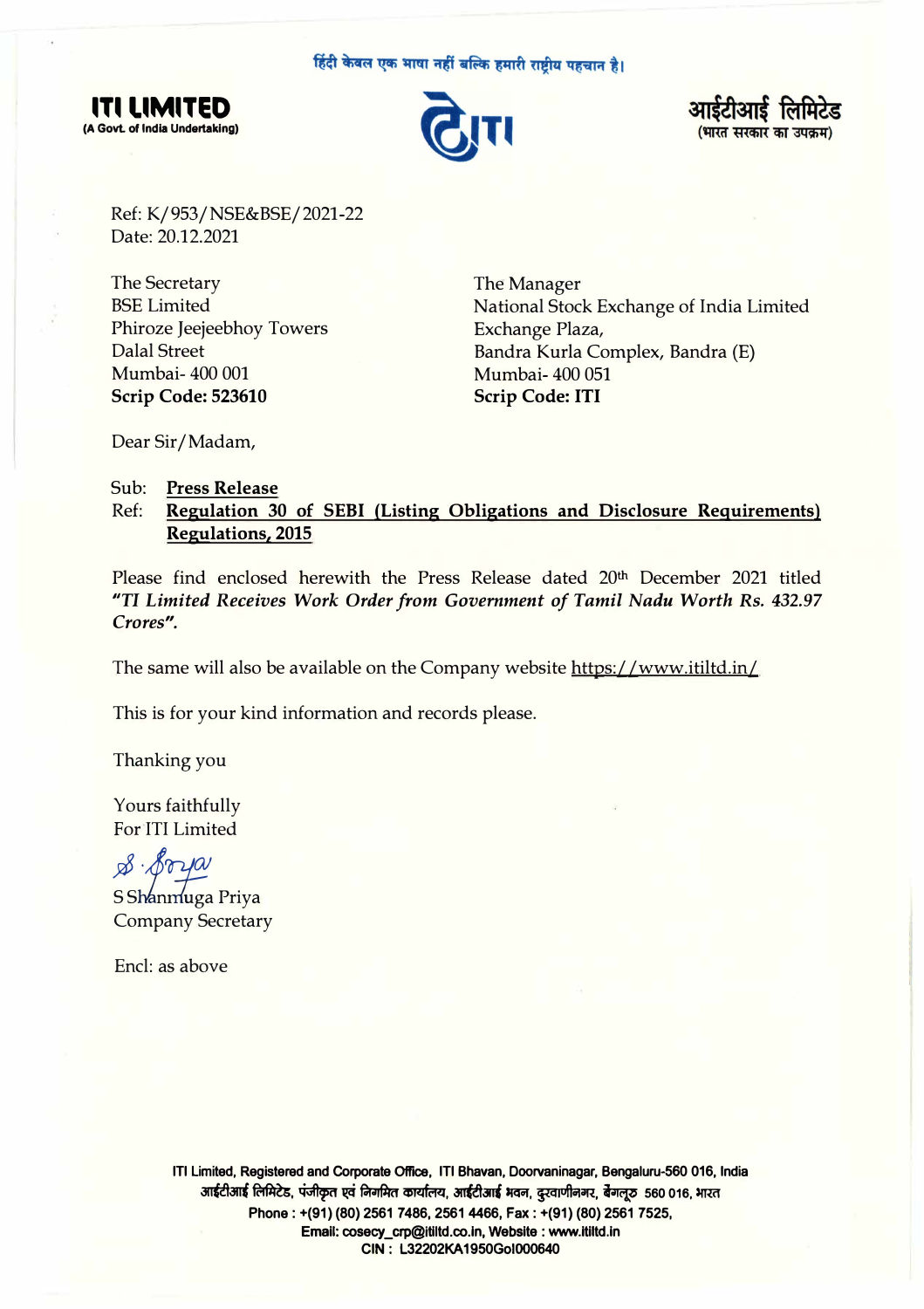हिंदी केवल एक भाषा नहीं बल्कि हमारी राष्ट्रीय पहचान है।

**ITI LIMITED**
**(A Govt. of India Undertaking)**

**आईटीआई लिमिटेड**
**(भारत सरकार का उपक्रम)**

Ref: K/953/NSE&BSE/2021-22
Date: 20.12.2021

The Secretary
BSE Limited
Phiroze Jeejeebhoy Towers
Dalal Street
Mumbai- 400 001
**Scrip Code: 523610**

The Manager
National Stock Exchange of India Limited
Exchange Plaza,
Bandra Kurla Complex, Bandra (E)
Mumbai- 400 051
**Scrip Code: ITI**

Dear Sir/Madam,

Sub: **Press Release**
Ref: **Regulation 30 of SEBI (Listing Obligations and Disclosure Requirements) Regulations, 2015**

Please find enclosed herewith the Press Release dated 20th December 2021 titled ***"TI Limited Receives Work Order from Government of Tamil Nadu Worth Rs. 432.97 Crores".***

The same will also be available on the Company website https://www.itiltd.in/

This is for your kind information and records please.

Thanking you

Yours faithfully
For ITI Limited

S Shanmuga Priya
Company Secretary

Encl: as above

**ITI Limited, Registered and Corporate Office, ITI Bhavan, Doorvaninagar, Bengaluru-560 016, India**
**आईटीआई लिमिटेड, पंजीकृत एवं निगमित कार्यालय, आईटीआई भवन, दुरवाणीनगर, बेंगलूरु 560 016, भारत**
**Phone : +(91) (80) 2561 7486, 2561 4466, Fax : +(91) (80) 2561 7525,**
**Email: cosecy_crp@itiltd.co.in, Website : www.itiltd.in**
**CIN : L32202KA1950GoI000640**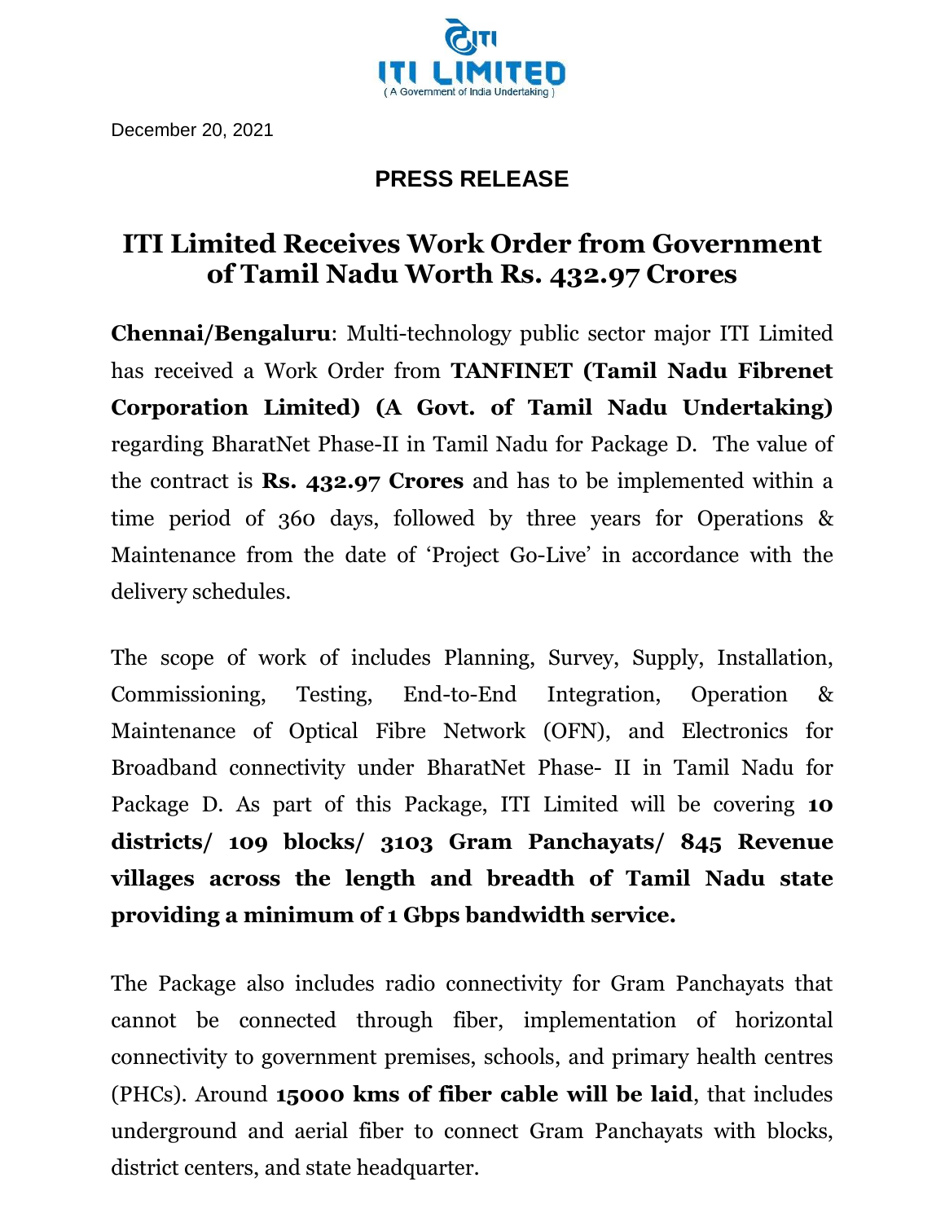ITI LIMITED

( A Government of India Undertaking )

December 20, 2021

**PRESS RELEASE**

# ITI Limited Receives Work Order from Government of Tamil Nadu Worth Rs. 432.97 Crores

**Chennai/Bengaluru**: Multi-technology public sector major ITI Limited has received a Work Order from **TANFINET (Tamil Nadu Fibrenet Corporation Limited) (A Govt. of Tamil Nadu Undertaking)** regarding BharatNet Phase-II in Tamil Nadu for Package D. The value of the contract is **Rs. 432.97 Crores** and has to be implemented within a time period of 360 days, followed by three years for Operations & Maintenance from the date of 'Project Go-Live' in accordance with the delivery schedules.

The scope of work of includes Planning, Survey, Supply, Installation, Commissioning, Testing, End-to-End Integration, Operation & Maintenance of Optical Fibre Network (OFN), and Electronics for Broadband connectivity under BharatNet Phase- II in Tamil Nadu for Package D. As part of this Package, ITI Limited will be covering **10 districts/ 109 blocks/ 3103 Gram Panchayats/ 845 Revenue villages across the length and breadth of Tamil Nadu state providing a minimum of 1 Gbps bandwidth service.**

The Package also includes radio connectivity for Gram Panchayats that cannot be connected through fiber, implementation of horizontal connectivity to government premises, schools, and primary health centres (PHCs). Around **15000 kms of fiber cable will be laid**, that includes underground and aerial fiber to connect Gram Panchayats with blocks, district centers, and state headquarter.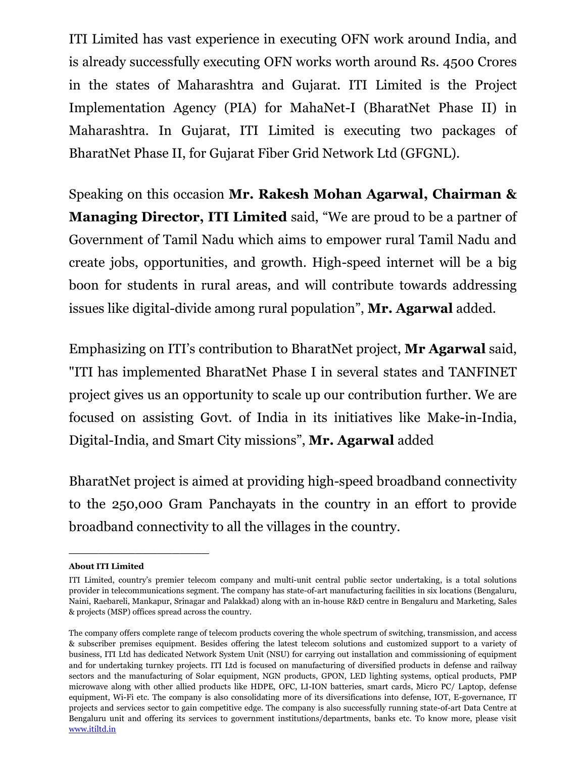ITI Limited has vast experience in executing OFN work around India, and is already successfully executing OFN works worth around Rs. 4500 Crores in the states of Maharashtra and Gujarat. ITI Limited is the Project Implementation Agency (PIA) for MahaNet-I (BharatNet Phase II) in Maharashtra. In Gujarat, ITI Limited is executing two packages of BharatNet Phase II, for Gujarat Fiber Grid Network Ltd (GFGNL).

Speaking on this occasion **Mr. Rakesh Mohan Agarwal, Chairman & Managing Director, ITI Limited** said, "We are proud to be a partner of Government of Tamil Nadu which aims to empower rural Tamil Nadu and create jobs, opportunities, and growth. High-speed internet will be a big boon for students in rural areas, and will contribute towards addressing issues like digital-divide among rural population", **Mr. Agarwal** added.

Emphasizing on ITI's contribution to BharatNet project, **Mr Agarwal** said, "ITI has implemented BharatNet Phase I in several states and TANFINET project gives us an opportunity to scale up our contribution further. We are focused on assisting Govt. of India in its initiatives like Make-in-India, Digital-India, and Smart City missions", **Mr. Agarwal** added

BharatNet project is aimed at providing high-speed broadband connectivity to the 250,000 Gram Panchayats in the country in an effort to provide broadband connectivity to all the villages in the country.

---

**About ITI Limited**

ITI Limited, country's premier telecom company and multi-unit central public sector undertaking, is a total solutions provider in telecommunications segment. The company has state-of-art manufacturing facilities in six locations (Bengaluru, Naini, Raebareli, Mankapur, Srinagar and Palakkad) along with an in-house R&D centre in Bengaluru and Marketing, Sales & projects (MSP) offices spread across the country.

The company offers complete range of telecom products covering the whole spectrum of switching, transmission, and access & subscriber premises equipment. Besides offering the latest telecom solutions and customized support to a variety of business, ITI Ltd has dedicated Network System Unit (NSU) for carrying out installation and commissioning of equipment and for undertaking turnkey projects. ITI Ltd is focused on manufacturing of diversified products in defense and railway sectors and the manufacturing of Solar equipment, NGN products, GPON, LED lighting systems, optical products, PMP microwave along with other allied products like HDPE, OFC, LI-ION batteries, smart cards, Micro PC/ Laptop, defense equipment, Wi-Fi etc. The company is also consolidating more of its diversifications into defense, IOT, E-governance, IT projects and services sector to gain competitive edge. The company is also successfully running state-of-art Data Centre at Bengaluru unit and offering its services to government institutions/departments, banks etc. To know more, please visit www.itiltd.in